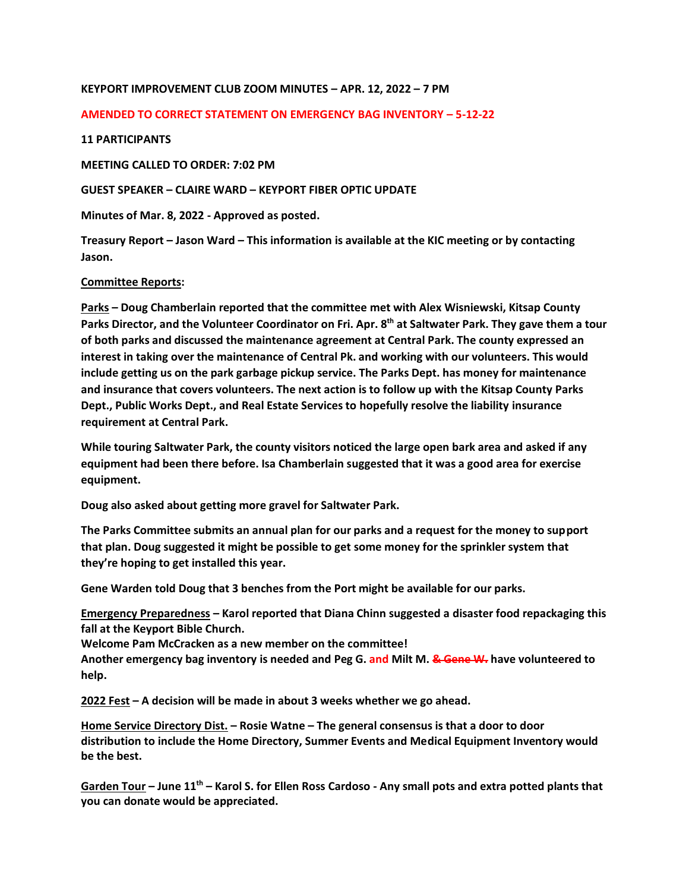**KEYPORT IMPROVEMENT CLUB ZOOM MINUTES – APR. 12, 2022 – 7 PM**

**AMENDED TO CORRECT STATEMENT ON EMERGENCY BAG INVENTORY – 5-12-22**

**11 PARTICIPANTS**

**MEETING CALLED TO ORDER: 7:02 PM**

**GUEST SPEAKER – CLAIRE WARD – KEYPORT FIBER OPTIC UPDATE**

**Minutes of Mar. 8, 2022 - Approved as posted.**

**Treasury Report – Jason Ward – This information is available at the KIC meeting or by contacting Jason.**

**Committee Reports:**

**Parks – Doug Chamberlain reported that the committee met with Alex Wisniewski, Kitsap County Parks Director, and the Volunteer Coordinator on Fri. Apr. 8th at Saltwater Park. They gave them a tour of both parks and discussed the maintenance agreement at Central Park. The county expressed an interest in taking over the maintenance of Central Pk. and working with our volunteers. This would include getting us on the park garbage pickup service. The Parks Dept. has money for maintenance and insurance that covers volunteers. The next action is to follow up with the Kitsap County Parks Dept., Public Works Dept., and Real Estate Services to hopefully resolve the liability insurance requirement at Central Park.**

**While touring Saltwater Park, the county visitors noticed the large open bark area and asked if any equipment had been there before. Isa Chamberlain suggested that it was a good area for exercise equipment.**

**Doug also asked about getting more gravel for Saltwater Park.**

**The Parks Committee submits an annual plan for our parks and a request for the money to support that plan. Doug suggested it might be possible to get some money for the sprinkler system that they're hoping to get installed this year.**

**Gene Warden told Doug that 3 benches from the Port might be available for our parks.**

**Emergency Preparedness – Karol reported that Diana Chinn suggested a disaster food repackaging this fall at the Keyport Bible Church.**
**Welcome Pam McCracken as a new member on the committee!**
**Another emergency bag inventory is needed and Peg G. and Milt M. ~~& Gene W.~~ have volunteered to help.**

**2022 Fest – A decision will be made in about 3 weeks whether we go ahead.**

**Home Service Directory Dist. – Rosie Watne – The general consensus is that a door to door distribution to include the Home Directory, Summer Events and Medical Equipment Inventory would be the best.**

**Garden Tour – June 11th – Karol S. for Ellen Ross Cardoso - Any small pots and extra potted plants that you can donate would be appreciated.**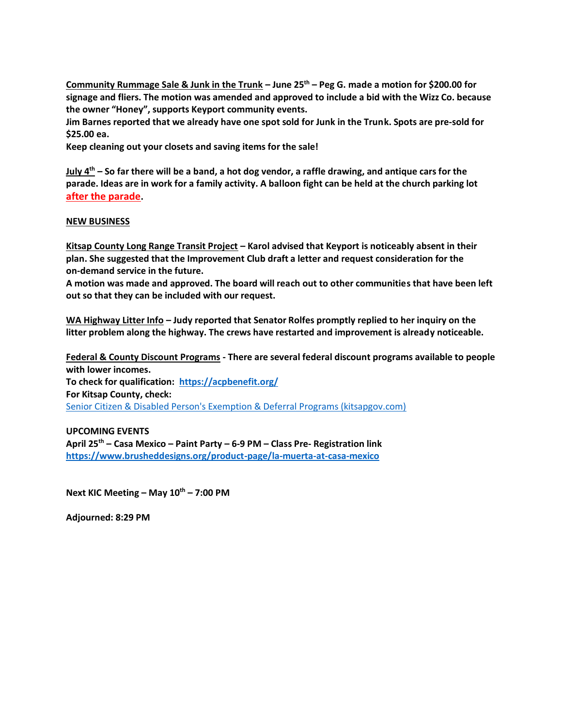**Community Rummage Sale & Junk in the Trunk – June 25th – Peg G. made a motion for $200.00 for signage and fliers. The motion was amended and approved to include a bid with the Wizz Co. because the owner "Honey", supports Keyport community events.**
**Jim Barnes reported that we already have one spot sold for Junk in the Trunk. Spots are pre-sold for $25.00 ea.**
**Keep cleaning out your closets and saving items for the sale!**

**July 4th – So far there will be a band, a hot dog vendor, a raffle drawing, and antique cars for the parade. Ideas are in work for a family activity. A balloon fight can be held at the church parking lot after the parade.**

**NEW BUSINESS**

**Kitsap County Long Range Transit Project – Karol advised that Keyport is noticeably absent in their plan. She suggested that the Improvement Club draft a letter and request consideration for the on-demand service in the future.**
**A motion was made and approved. The board will reach out to other communities that have been left out so that they can be included with our request.**

**WA Highway Litter Info – Judy reported that Senator Rolfes promptly replied to her inquiry on the litter problem along the highway. The crews have restarted and improvement is already noticeable.**

**Federal & County Discount Programs - There are several federal discount programs available to people with lower incomes.**
**To check for qualification: https://acpbenefit.org/**
**For Kitsap County, check:**
Senior Citizen & Disabled Person's Exemption & Deferral Programs (kitsapgov.com)

**UPCOMING EVENTS**
**April 25th – Casa Mexico – Paint Party – 6-9 PM – Class Pre- Registration link**
**https://www.brusheddesigns.org/product-page/la-muerta-at-casa-mexico**

**Next KIC Meeting – May 10th – 7:00 PM**

**Adjourned: 8:29 PM**